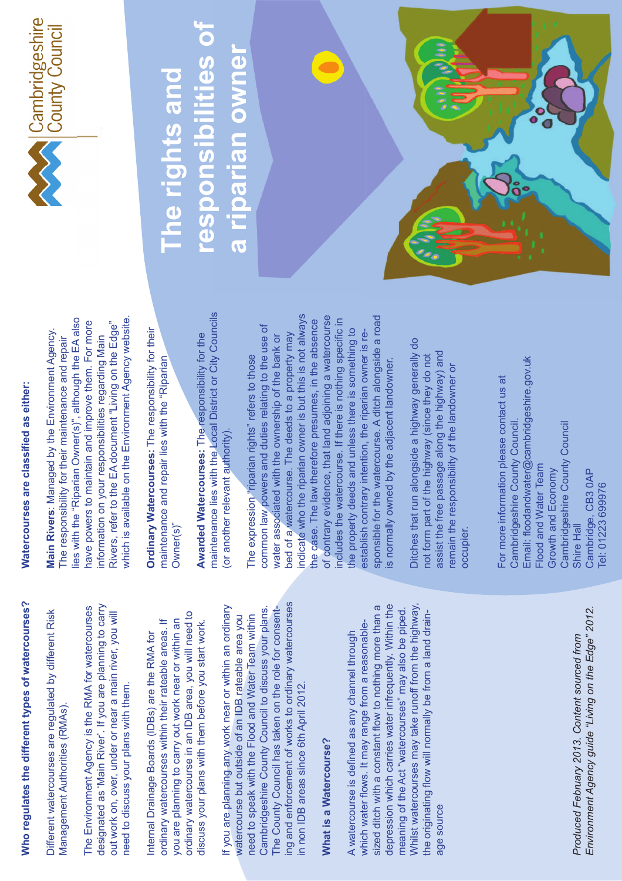# The rights and responsibilities of a riparian owner

Cambridgeshire County Council

## Who regulates the different types of watercourses?

Different watercourses are regulated by different Risk Management Authorities (RMAs).

The Environment Agency is the RMA for watercourses designated as 'Main River'. If you are planning to carry out work on, over, under or near a main river, you will need to discuss your plans with them.

Internal Drainage Boards (IDBs) are the RMA for ordinary watercourses within their rateable areas. If you are planning to carry out work near or within an ordinary watercourse in an IDB area, you will need to discuss your plans with them before you start work.

If you are planning any work near or within an ordinary watercourse but outside of an IDB rateable area you need to speak with the Flood and Water Team within Cambridgeshire County Council to discuss your plans. The County Council has taken on the role for consenting and enforcement of works to ordinary watercourses in non IDB areas since 6th April 2012.

## What is a Watercourse?

A watercourse is defined as any channel through which water flows. It may range from a reasonable-sized ditch with a constant flow to nothing more than a depression which carries water infrequently. Within the meaning of the Act "watercourses" may also be piped. Whilst watercourses may take runoff from the highway, the originating flow will normally be from a land drainage source

*Produced February 2013. Content sourced from Environment Agency guide "Living on the Edge" 2012.*

## Watercourses are classified as either:

**Main Rivers**: Managed by the Environment Agency. The responsibility for their maintenance and repair lies with the "Riparian Owner(s)", although the EA also have powers to maintain and improve them. For more information on your responsibilities regarding Main Rivers, refer to the EA document "Living on the Edge" which is available on the Environment Agency website.

**Ordinary Watercourses:** The responsibility for their maintenance and repair lies with the "Riparian Owner(s)"

**Awarded Watercourses:** The responsibility for the maintenance lies with the Local District or City Councils (or another relevant authority).

The expression "riparian rights" refers to those common law powers and duties relating to the use of water associated with the ownership of the bank or bed of a watercourse. The deeds to a property may indicate who the riparian owner is but this is not always the case. The law therefore presumes, in the absence of contrary evidence, that land adjoining a watercourse includes the watercourse. If there is nothing specific in the property deeds and unless there is something to establish contrary intention, the riparian owner is responsible for the watercourse. A ditch alongside a road is normally owned by the adjacent landowner.

Ditches that run alongside a highway generally do not form part of the highway (since they do not assist the free passage along the highway) and remain the responsibility of the landowner or occupier.

For more information please contact us at Cambridgeshire County Council.
Email: floodandwater@cambridgeshire.gov.uk
Flood and Water Team
Growth and Economy
Cambridgeshire County Council
Shire Hall
Cambridge, CB3 0AP
Tel: 01223 699976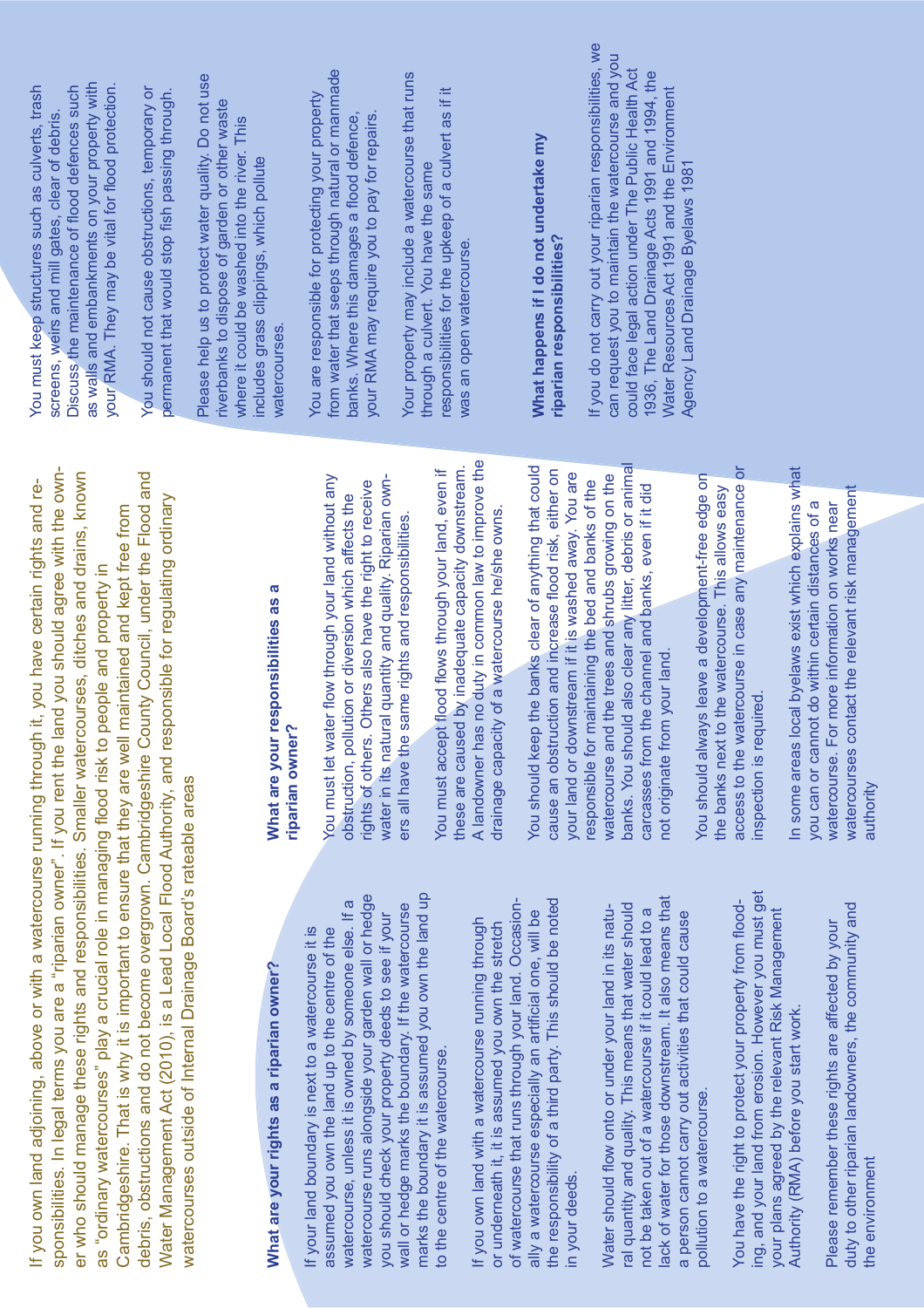If you own land adjoining, above or with a watercourse running through it, you have certain rights and responsibilities. In legal terms you are a "riparian owner". If you rent the land you should agree with the owner who should manage these rights and responsibilities. Smaller watercourses, ditches and drains, known as "ordinary watercourses" play a crucial role in managing flood risk to people and property in Cambridgeshire. That is why it is important to ensure that they are well maintained and kept free from debris, obstructions and do not become overgrown. Cambridgeshire County Council, under the Flood and Water Management Act (2010), is a Lead Local Flood Authority, and responsible for regulating ordinary watercourses outside of Internal Drainage Board's rateable areas

**What are your rights as a riparian owner?**

If your land boundary is next to a watercourse it is assumed you own the land up to the centre of the watercourse, unless it is owned by someone else. If a watercourse runs alongside your garden wall or hedge you should check your property deeds to see if your wall or hedge marks the boundary. If the watercourse marks the boundary it is assumed you own the land up to the centre of the watercourse.

If you own land with a watercourse running through or underneath it, it is assumed you own the stretch of watercourse that runs through your land. Occasionally a watercourse especially an artificial one, will be the responsibility of a third party. This should be noted in your deeds.

Water should flow onto or under your land in its natural quantity and quality. This means that water should not be taken out of a watercourse if it could lead to a lack of water for those downstream. It also means that a person cannot carry out activities that could cause pollution to a watercourse.

You have the right to protect your property from flooding, and your land from erosion. However you must get your plans agreed by the relevant Risk Management Authority (RMA) before you start work.

Please remember these rights are affected by your duty to other riparian landowners, the community and the environment

**What are your responsibilities as a riparian owner?**

You must let water flow through your land without any obstruction, pollution or diversion which affects the rights of others. Others also have the right to receive water in its natural quantity and quality. Riparian owners all have the same rights and responsibilities.

You must accept flood flows through your land, even if these are caused by inadequate capacity downstream. A landowner has no duty in common law to improve the drainage capacity of a watercourse he/she owns.

You should keep the banks clear of anything that could cause an obstruction and increase flood risk, either on your land or downstream if it is washed away. You are responsible for maintaining the bed and banks of the watercourse and the trees and shrubs growing on the banks. You should also clear any litter, debris or animal carcasses from the channel and banks, even if it did not originate from your land.

You should always leave a development-free edge on the banks next to the watercourse. This allows easy access to the watercourse in case any maintenance or inspection is required.

In some areas local byelaws exist which explains what you can or cannot do within certain distances of a watercourse. For more information on works near watercourses contact the relevant risk management authority

You must keep structures such as culverts, trash screens, weirs and mill gates, clear of debris. Discuss the maintenance of flood defences such as walls and embankments on your property with your RMA. They may be vital for flood protection.

You should not cause obstructions, temporary or permanent that would stop fish passing through.

Please help us to protect water quality. Do not use riverbanks to dispose of garden or other waste where it could be washed into the river. This includes grass clippings, which pollute watercourses.

You are responsible for protecting your property from water that seeps through natural or manmade banks. Where this damages a flood defence, your RMA may require you to pay for repairs.

Your property may include a watercourse that runs through a culvert. You have the same responsibilities for the upkeep of a culvert as if it was an open watercourse.

**What happens if I do not undertake my riparian responsibilities?**

If you do not carry out your riparian responsibilities, we can request you to maintain the watercourse and you could face legal action under The Public Health Act 1936, The Land Drainage Acts 1991 and 1994, the Water Resources Act 1991 and the Environment Agency Land Drainage Byelaws 1981